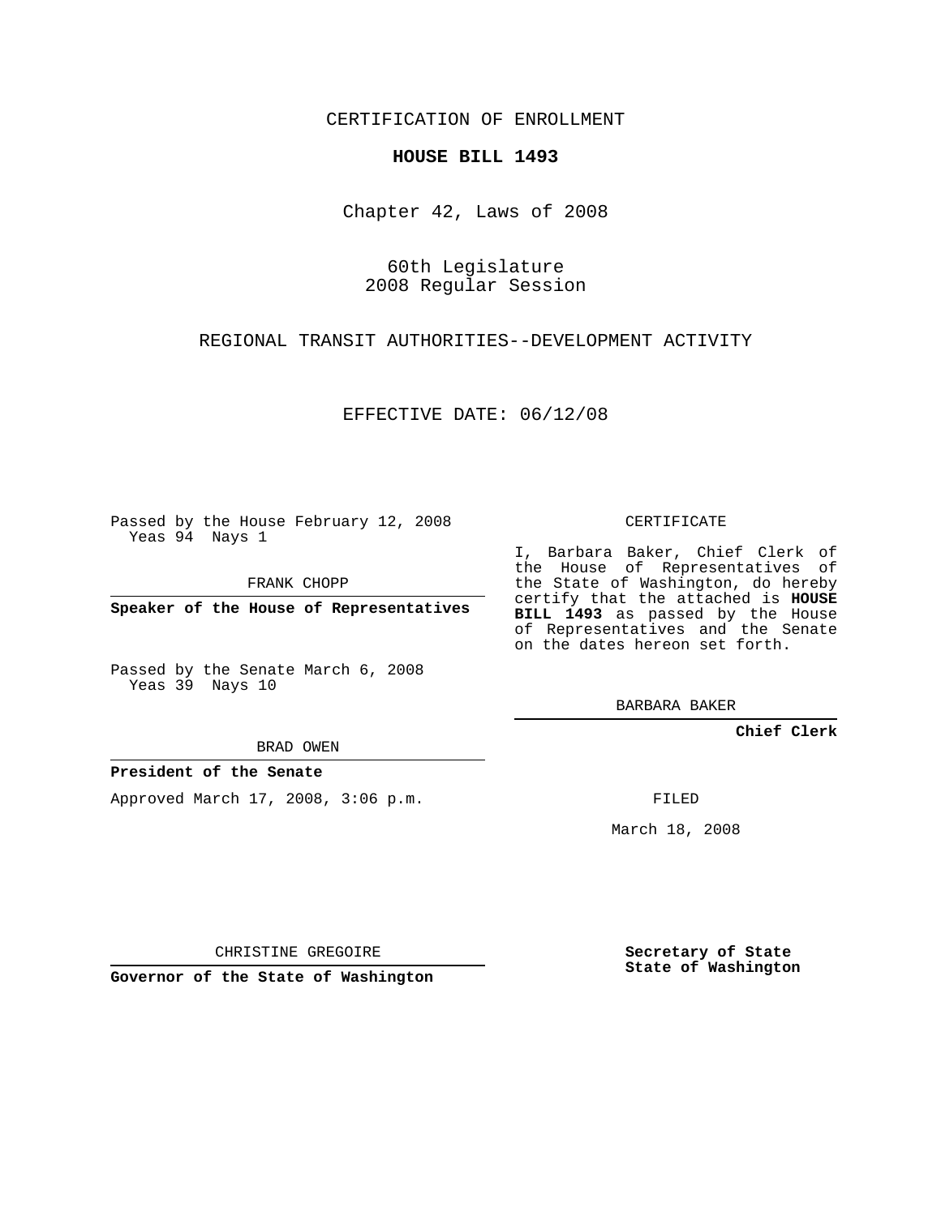CERTIFICATION OF ENROLLMENT

**HOUSE BILL 1493**

Chapter 42, Laws of 2008

60th Legislature
2008 Regular Session

REGIONAL TRANSIT AUTHORITIES--DEVELOPMENT ACTIVITY

EFFECTIVE DATE: 06/12/08

Passed by the House February 12, 2008
Yeas 94 Nays 1

FRANK CHOPP

**Speaker of the House of Representatives**

Passed by the Senate March 6, 2008
Yeas 39 Nays 10

BRAD OWEN

**President of the Senate**

Approved March 17, 2008, 3:06 p.m.

CHRISTINE GREGOIRE

**Governor of the State of Washington**

CERTIFICATE

I, Barbara Baker, Chief Clerk of the House of Representatives of the State of Washington, do hereby certify that the attached is **HOUSE BILL 1493** as passed by the House of Representatives and the Senate on the dates hereon set forth.

BARBARA BAKER

**Chief Clerk**

FILED

March 18, 2008

**Secretary of State**
**State of Washington**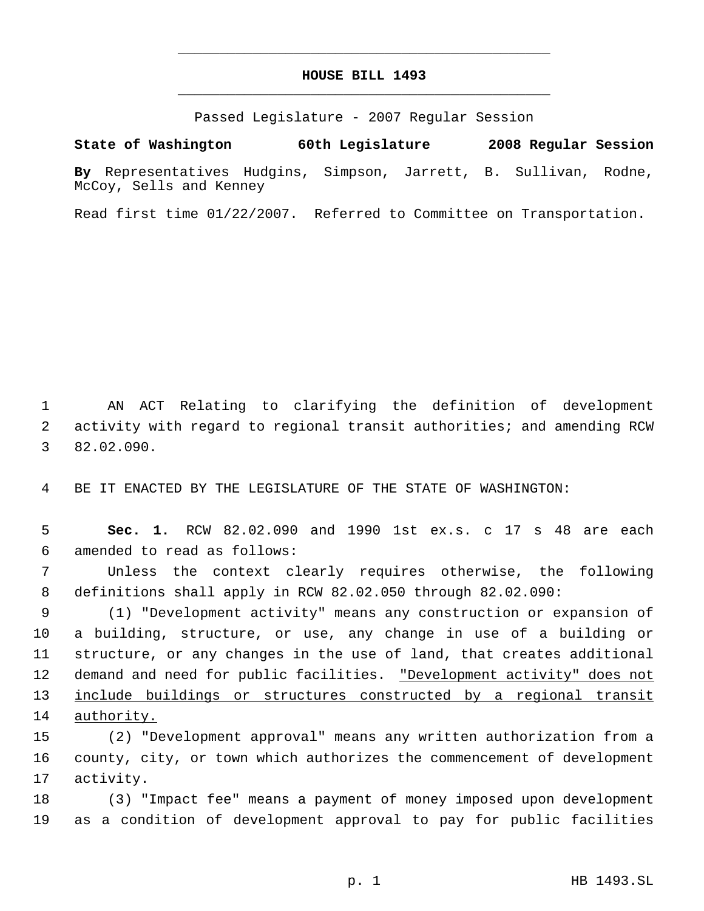# HOUSE BILL 1493

Passed Legislature - 2007 Regular Session

**State of Washington 60th Legislature 2008 Regular Session**

**By** Representatives Hudgins, Simpson, Jarrett, B. Sullivan, Rodne, McCoy, Sells and Kenney

Read first time 01/22/2007. Referred to Committee on Transportation.

AN ACT Relating to clarifying the definition of development activity with regard to regional transit authorities; and amending RCW 82.02.090.

BE IT ENACTED BY THE LEGISLATURE OF THE STATE OF WASHINGTON:

**Sec. 1.** RCW 82.02.090 and 1990 1st ex.s. c 17 s 48 are each amended to read as follows:

Unless the context clearly requires otherwise, the following definitions shall apply in RCW 82.02.050 through 82.02.090:

(1) "Development activity" means any construction or expansion of a building, structure, or use, any change in use of a building or structure, or any changes in the use of land, that creates additional demand and need for public facilities. <u>"Development activity" does not include buildings or structures constructed by a regional transit authority.</u>

(2) "Development approval" means any written authorization from a county, city, or town which authorizes the commencement of development activity.

(3) "Impact fee" means a payment of money imposed upon development as a condition of development approval to pay for public facilities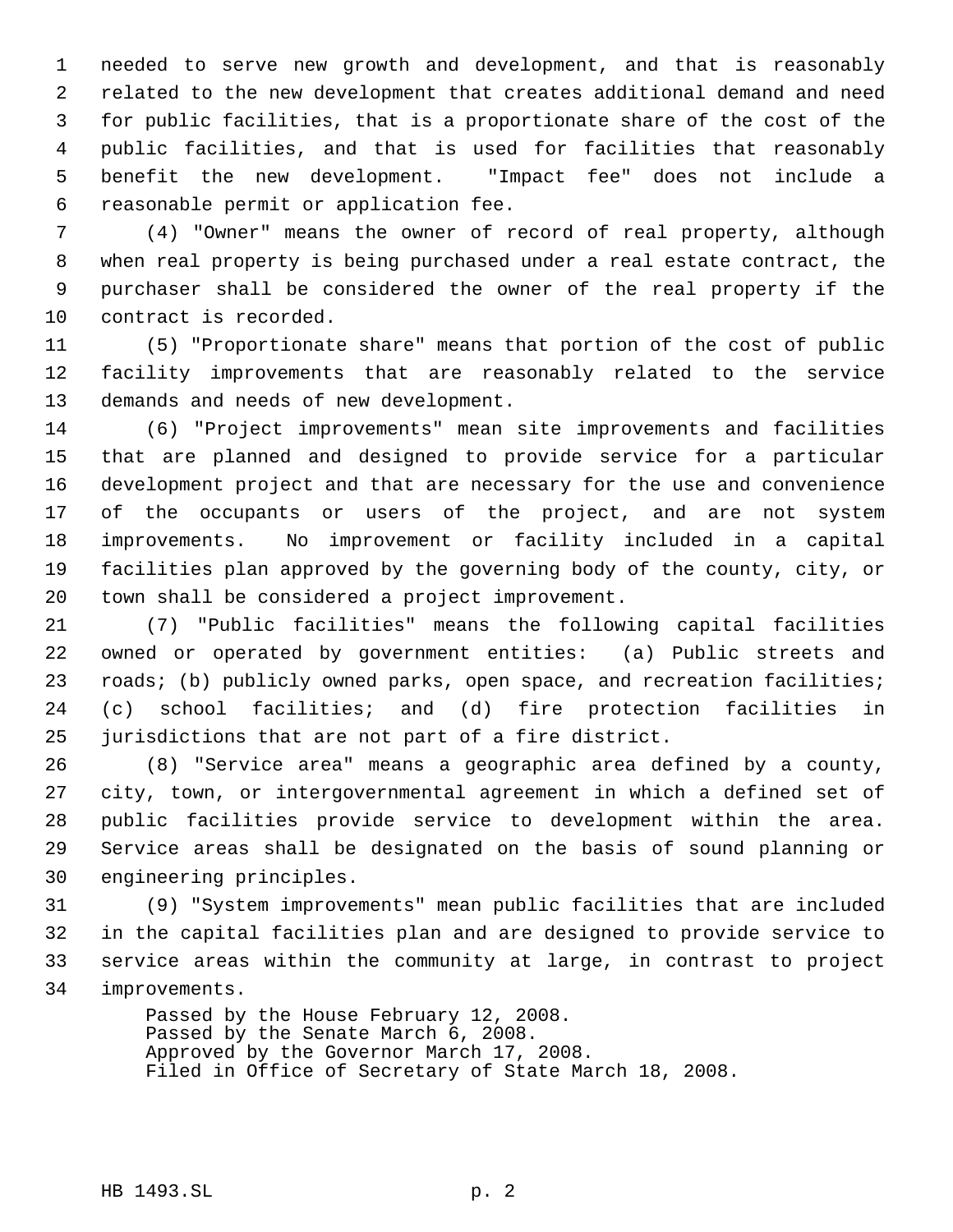needed to serve new growth and development, and that is reasonably related to the new development that creates additional demand and need for public facilities, that is a proportionate share of the cost of the public facilities, and that is used for facilities that reasonably benefit the new development. "Impact fee" does not include a reasonable permit or application fee.

(4) "Owner" means the owner of record of real property, although when real property is being purchased under a real estate contract, the purchaser shall be considered the owner of the real property if the contract is recorded.

(5) "Proportionate share" means that portion of the cost of public facility improvements that are reasonably related to the service demands and needs of new development.

(6) "Project improvements" mean site improvements and facilities that are planned and designed to provide service for a particular development project and that are necessary for the use and convenience of the occupants or users of the project, and are not system improvements. No improvement or facility included in a capital facilities plan approved by the governing body of the county, city, or town shall be considered a project improvement.

(7) "Public facilities" means the following capital facilities owned or operated by government entities: (a) Public streets and roads; (b) publicly owned parks, open space, and recreation facilities; (c) school facilities; and (d) fire protection facilities in jurisdictions that are not part of a fire district.

(8) "Service area" means a geographic area defined by a county, city, town, or intergovernmental agreement in which a defined set of public facilities provide service to development within the area. Service areas shall be designated on the basis of sound planning or engineering principles.

(9) "System improvements" mean public facilities that are included in the capital facilities plan and are designed to provide service to service areas within the community at large, in contrast to project improvements.

Passed by the House February 12, 2008.
Passed by the Senate March 6, 2008.
Approved by the Governor March 17, 2008.
Filed in Office of Secretary of State March 18, 2008.